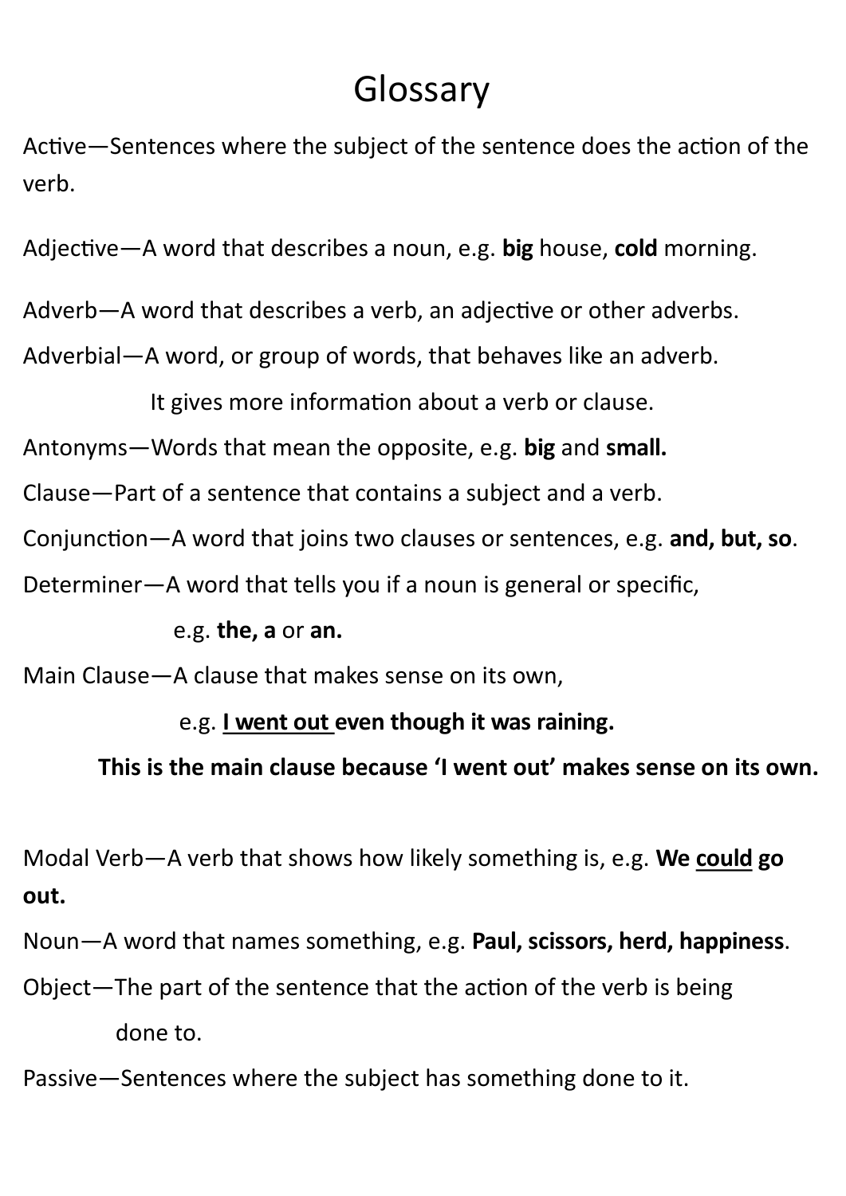# Glossary

Active—Sentences where the subject of the sentence does the action of the verb.

Adjective—A word that describes a noun, e.g. **big** house, **cold** morning.

Adverb—A word that describes a verb, an adjective or other adverbs.

Adverbial—A word, or group of words, that behaves like an adverb. It gives more information about a verb or clause.

Antonyms—Words that mean the opposite, e.g. **big** and **small.**

Clause—Part of a sentence that contains a subject and a verb.

Conjunction—A word that joins two clauses or sentences, e.g. **and, but, so**.

Determiner—A word that tells you if a noun is general or specific, e.g. **the, a** or **an.**

Main Clause—A clause that makes sense on its own, e.g. **<u>I went out</u> even though it was raining.**

**This is the main clause because 'I went out' makes sense on its own.**

Modal Verb—A verb that shows how likely something is, e.g. **We <u>could</u> go out.**

Noun—A word that names something, e.g. **Paul, scissors, herd, happiness**.

Object—The part of the sentence that the action of the verb is being done to.

Passive—Sentences where the subject has something done to it.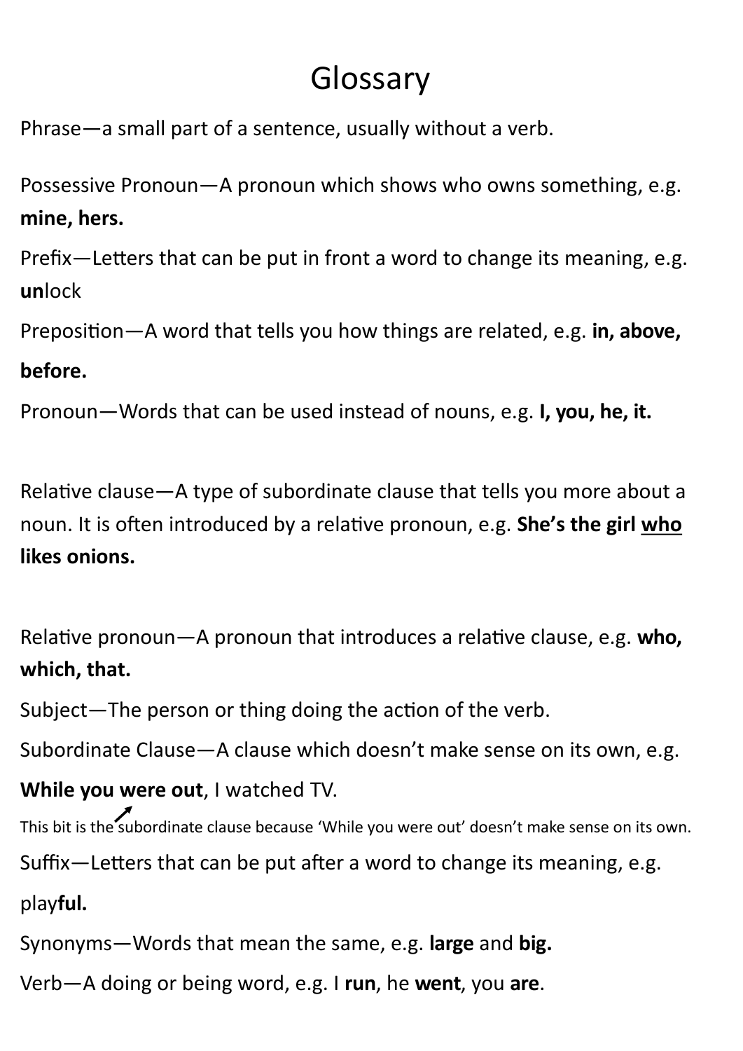# Glossary

Phrase—a small part of a sentence, usually without a verb.

Possessive Pronoun—A pronoun which shows who owns something, e.g. **mine, hers.**

Prefix—Letters that can be put in front a word to change its meaning, e.g. **un**lock

Preposition—A word that tells you how things are related, e.g. **in, above, before.**

Pronoun—Words that can be used instead of nouns, e.g. **I, you, he, it.**

Relative clause—A type of subordinate clause that tells you more about a noun. It is often introduced by a relative pronoun, e.g. **She's the girl <u>who</u> likes onions.**

Relative pronoun—A pronoun that introduces a relative clause, e.g. **who, which, that.**

Subject—The person or thing doing the action of the verb.

Subordinate Clause—A clause which doesn't make sense on its own, e.g. **While you were out**, I watched TV.

This bit is the subordinate clause because 'While you were out' doesn't make sense on its own.

Suffix—Letters that can be put after a word to change its meaning, e.g. play**ful.**

Synonyms—Words that mean the same, e.g. **large** and **big.**

Verb—A doing or being word, e.g. I **run**, he **went**, you **are**.